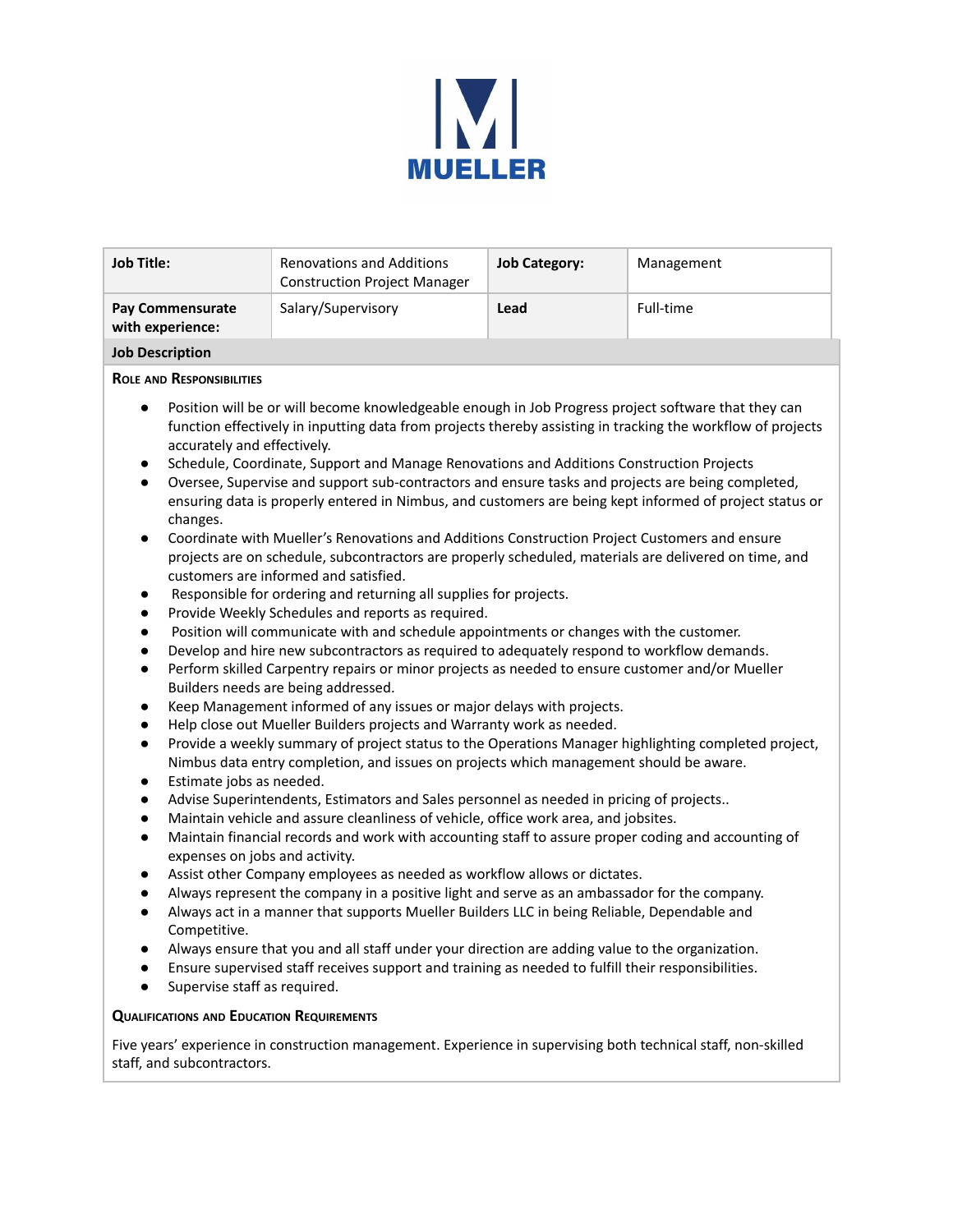MUELLER

| Job Title: | Renovations and Additions Construction Project Manager | Job Category: | Management |
|---|---|---|---|
| Pay Commensurate with experience: | Salary/Supervisory | Lead | Full-time |

**Job Description**

**Role and Responsibilities**

- Position will be or will become knowledgeable enough in Job Progress project software that they can function effectively in inputting data from projects thereby assisting in tracking the workflow of projects accurately and effectively.
- Schedule, Coordinate, Support and Manage Renovations and Additions Construction Projects
- Oversee, Supervise and support sub-contractors and ensure tasks and projects are being completed, ensuring data is properly entered in Nimbus, and customers are being kept informed of project status or changes.
- Coordinate with Mueller's Renovations and Additions Construction Project Customers and ensure projects are on schedule, subcontractors are properly scheduled, materials are delivered on time, and customers are informed and satisfied.
- Responsible for ordering and returning all supplies for projects.
- Provide Weekly Schedules and reports as required.
- Position will communicate with and schedule appointments or changes with the customer.
- Develop and hire new subcontractors as required to adequately respond to workflow demands.
- Perform skilled Carpentry repairs or minor projects as needed to ensure customer and/or Mueller Builders needs are being addressed.
- Keep Management informed of any issues or major delays with projects.
- Help close out Mueller Builders projects and Warranty work as needed.
- Provide a weekly summary of project status to the Operations Manager highlighting completed project, Nimbus data entry completion, and issues on projects which management should be aware.
- Estimate jobs as needed.
- Advise Superintendents, Estimators and Sales personnel as needed in pricing of projects..
- Maintain vehicle and assure cleanliness of vehicle, office work area, and jobsites.
- Maintain financial records and work with accounting staff to assure proper coding and accounting of expenses on jobs and activity.
- Assist other Company employees as needed as workflow allows or dictates.
- Always represent the company in a positive light and serve as an ambassador for the company.
- Always act in a manner that supports Mueller Builders LLC in being Reliable, Dependable and Competitive.
- Always ensure that you and all staff under your direction are adding value to the organization.
- Ensure supervised staff receives support and training as needed to fulfill their responsibilities.
- Supervise staff as required.

**Qualifications and Education Requirements**

Five years' experience in construction management. Experience in supervising both technical staff, non-skilled staff, and subcontractors.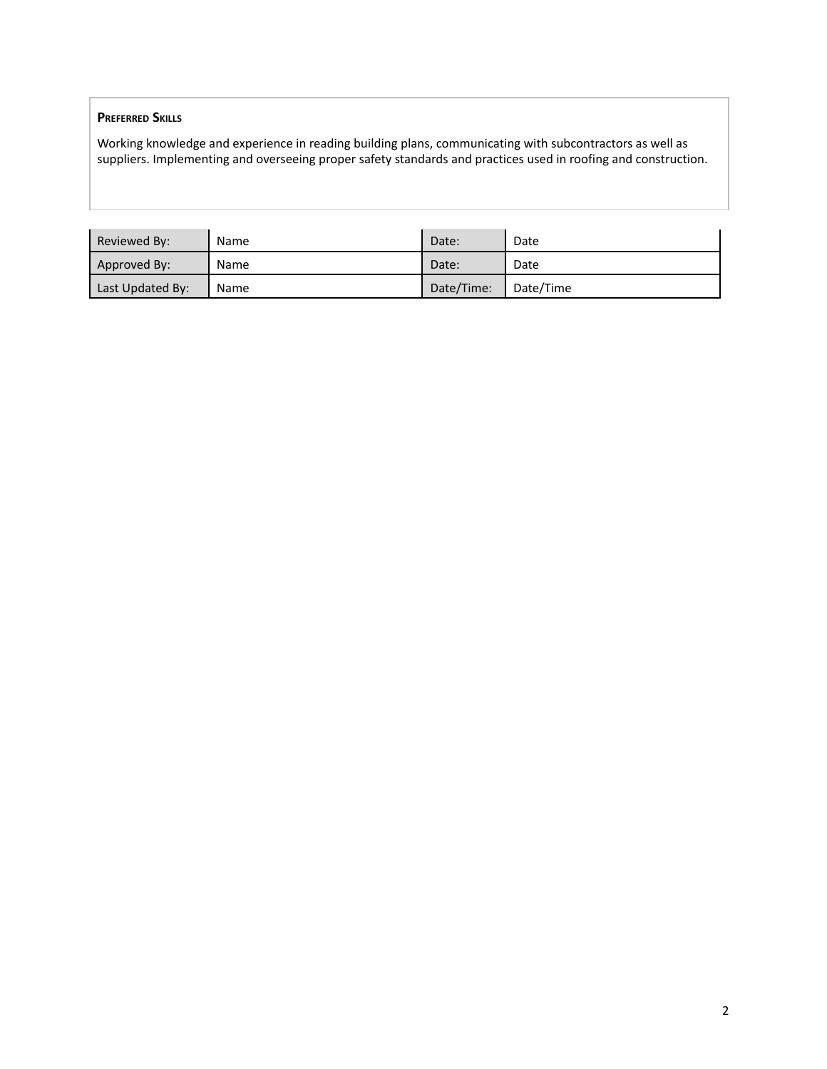### Preferred Skills

Working knowledge and experience in reading building plans, communicating with subcontractors as well as suppliers. Implementing and overseeing proper safety standards and practices used in roofing and construction.

| | | | |
|---|---|---|---|
| Reviewed By: | Name | Date: | Date |
| Approved By: | Name | Date: | Date |
| Last Updated By: | Name | Date/Time: | Date/Time |